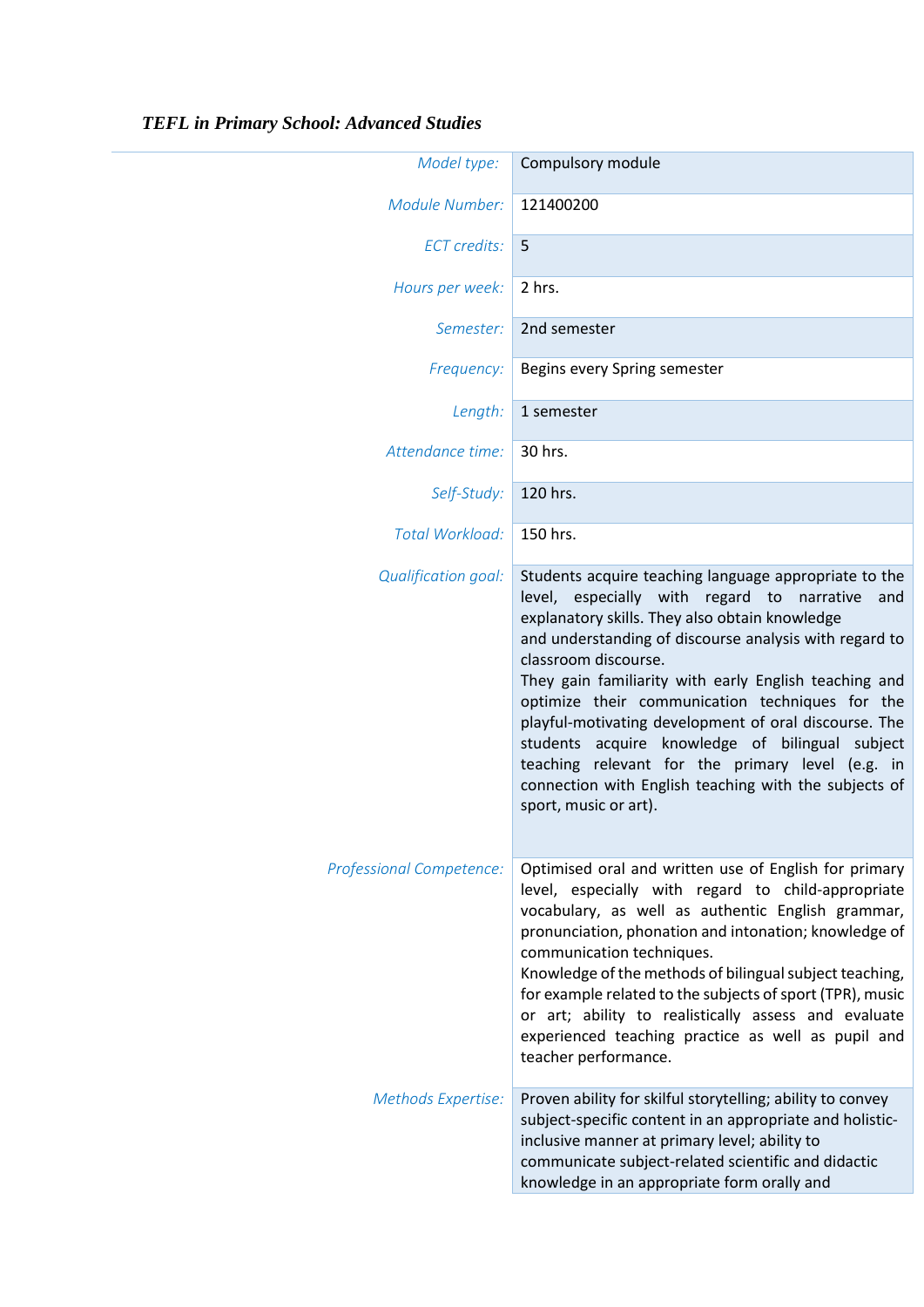*TEFL in Primary School: Advanced Studies*

| | |
|---|---|
| *Model type:* | Compulsory module |
| *Module Number:* | 121400200 |
| *ECT credits:* | 5 |
| *Hours per week:* | 2 hrs. |
| *Semester:* | 2nd semester |
| *Frequency:* | Begins every Spring semester |
| *Length:* | 1 semester |
| *Attendance time:* | 30 hrs. |
| *Self-Study:* | 120 hrs. |
| *Total Workload:* | 150 hrs. |
| *Qualification goal:* | Students acquire teaching language appropriate to the level, especially with regard to narrative and explanatory skills. They also obtain knowledge and understanding of discourse analysis with regard to classroom discourse.<br>They gain familiarity with early English teaching and optimize their communication techniques for the playful-motivating development of oral discourse. The students acquire knowledge of bilingual subject teaching relevant for the primary level (e.g. in connection with English teaching with the subjects of sport, music or art). |
| *Professional Competence:* | Optimised oral and written use of English for primary level, especially with regard to child-appropriate vocabulary, as well as authentic English grammar, pronunciation, phonation and intonation; knowledge of communication techniques.<br>Knowledge of the methods of bilingual subject teaching, for example related to the subjects of sport (TPR), music or art; ability to realistically assess and evaluate experienced teaching practice as well as pupil and teacher performance. |
| *Methods Expertise:* | Proven ability for skilful storytelling; ability to convey subject-specific content in an appropriate and holistic-inclusive manner at primary level; ability to communicate subject-related scientific and didactic knowledge in an appropriate form orally and |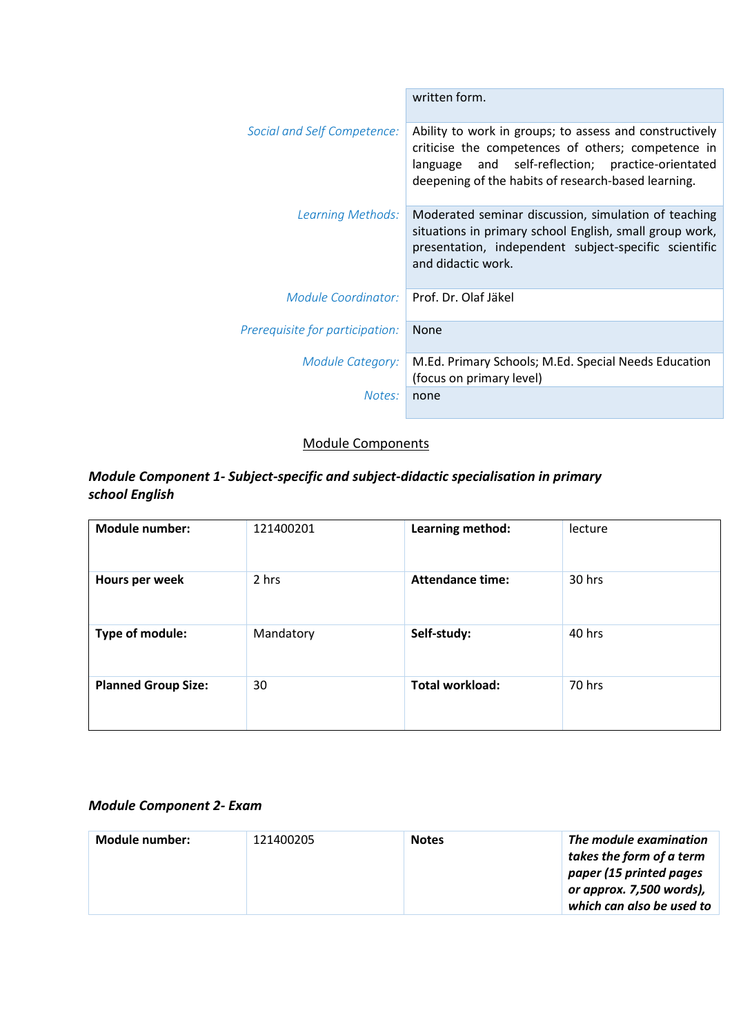| | |
|---|---|
| | written form. |
| *Social and Self Competence:* | Ability to work in groups; to assess and constructively criticise the competences of others; competence in language and self-reflection; practice-orientated deepening of the habits of research-based learning. |
| *Learning Methods:* | Moderated seminar discussion, simulation of teaching situations in primary school English, small group work, presentation, independent subject-specific scientific and didactic work. |
| *Module Coordinator:* | Prof. Dr. Olaf Jäkel |
| *Prerequisite for participation:* | None |
| *Module Category:* | M.Ed. Primary Schools; M.Ed. Special Needs Education (focus on primary level) |
| *Notes:* | none |

## Module Components

### *Module Component 1- Subject-specific and subject-didactic specialisation in primary school English*

| **Module number:** | 121400201 | **Learning method:** | lecture |
|---|---|---|---|
| **Hours per week** | 2 hrs | **Attendance time:** | 30 hrs |
| **Type of module:** | Mandatory | **Self-study:** | 40 hrs |
| **Planned Group Size:** | 30 | **Total workload:** | 70 hrs |

### *Module Component 2- Exam*

| **Module number:** | 121400205 | **Notes** | ***The module examination takes the form of a term paper (15 printed pages or approx. 7,500 words), which can also be used to*** |
|---|---|---|---|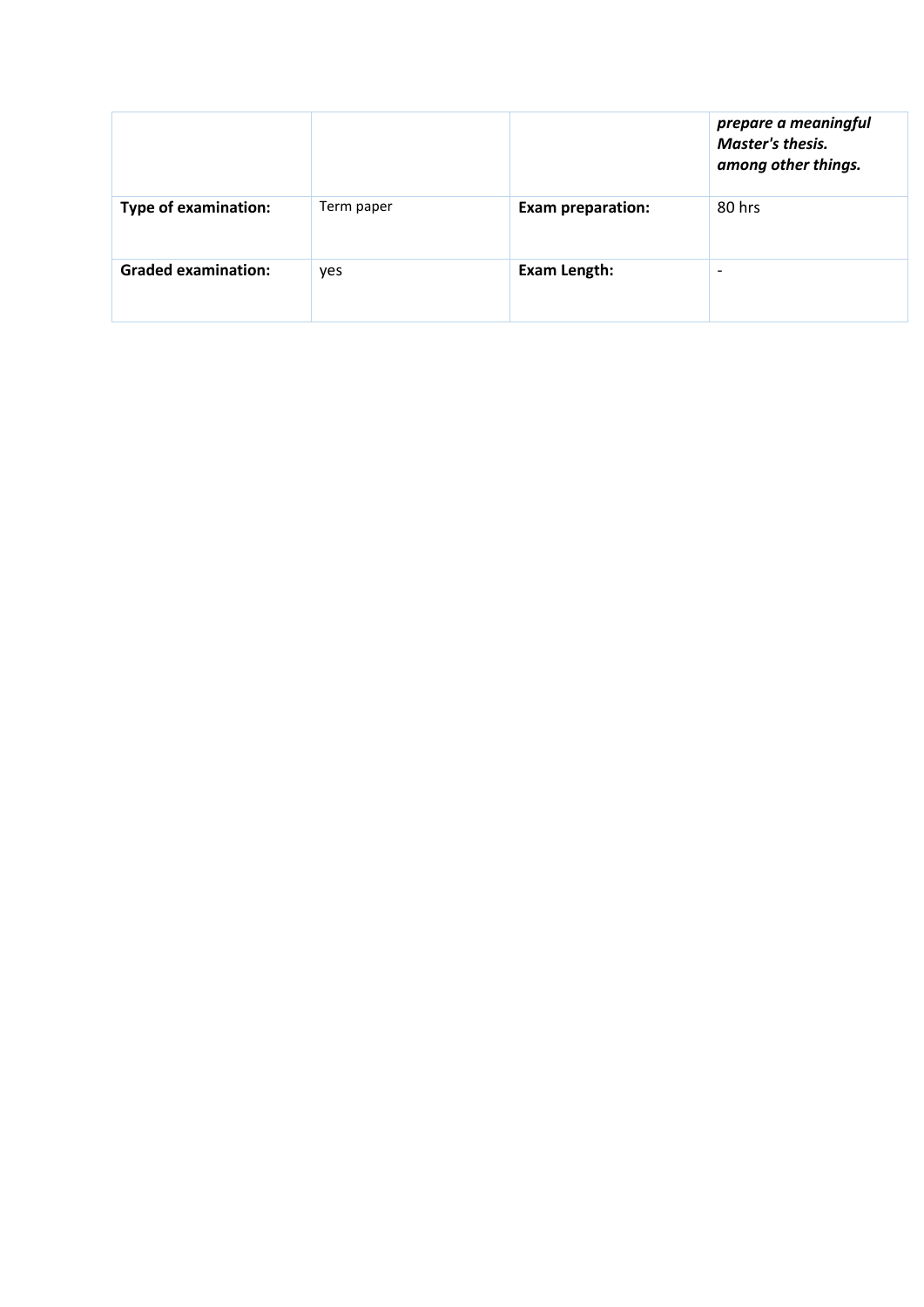| | | | |
|---|---|---|---|
| | | | ***prepare a meaningful Master's thesis. among other things.*** |
| **Type of examination:** | Term paper | **Exam preparation:** | 80 hrs |
| **Graded examination:** | yes | **Exam Length:** | - |